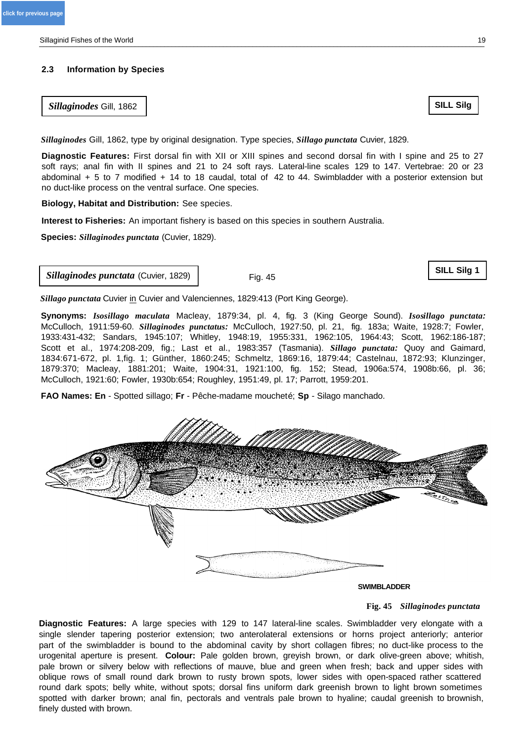## 2.3 Information by Species

***Sillaginodes*** Gill, 1862

**SILL Silg**

***Sillaginodes*** Gill, 1862, type by original designation. Type species, ***Sillago punctata*** Cuvier, 1829.

**Diagnostic Features:** First dorsal fin with XII or XIII spines and second dorsal fin with I spine and 25 to 27 soft rays; anal fin with II spines and 21 to 24 soft rays. Lateral-line scales 129 to 147. Vertebrae: 20 or 23 abdominal + 5 to 7 modified + 14 to 18 caudal, total of 42 to 44. Swimbladder with a posterior extension but no duct-like process on the ventral surface. One species.

**Biology, Habitat and Distribution:** See species.

**Interest to Fisheries:** An important fishery is based on this species in southern Australia.

**Species:** ***Sillaginodes punctata*** (Cuvier, 1829).

***Sillaginodes punctata*** (Cuvier, 1829) Fig. 45

**SILL Silg 1**

***Sillago punctata*** Cuvier in Cuvier and Valenciennes, 1829:413 (Port King George).

**Synonyms:** ***Isosillago maculata*** Macleay, 1879:34, pl. 4, fig. 3 (King George Sound). ***Isosillago punctata:*** McCulloch, 1911:59-60. ***Sillaginodes punctatus:*** McCulloch, 1927:50, pl. 21, fig. 183a; Waite, 1928:7; Fowler, 1933:431-432; Sandars, 1945:107; Whitley, 1948:19, 1955:331, 1962:105, 1964:43; Scott, 1962:186-187; Scott et al., 1974:208-209, fig.; Last et al., 1983:357 (Tasmania). ***Sillago punctata:*** Quoy and Gaimard, 1834:671-672, pl. 1,fig. 1; Günther, 1860:245; Schmeltz, 1869:16, 1879:44; Castelnau, 1872:93; Klunzinger, 1879:370; Macleay, 1881:201; Waite, 1904:31, 1921:100, fig. 152; Stead, 1906a:574, 1908b:66, pl. 36; McCulloch, 1921:60; Fowler, 1930b:654; Roughley, 1951:49, pl. 17; Parrott, 1959:201.

**FAO Names: En** - Spotted sillago; **Fr** - Pêche-madame moucheté; **Sp** - Silago manchado.

SWIMBLADDER

**Fig. 45** ***Sillaginodes punctata***

**Diagnostic Features:** A large species with 129 to 147 lateral-line scales. Swimbladder very elongate with a single slender tapering posterior extension; two anterolateral extensions or horns project anteriorly; anterior part of the swimbladder is bound to the abdominal cavity by short collagen fibres; no duct-like process to the urogenital aperture is present. **Colour:** Pale golden brown, greyish brown, or dark olive-green above; whitish, pale brown or silvery below with reflections of mauve, blue and green when fresh; back and upper sides with oblique rows of small round dark brown to rusty brown spots, lower sides with open-spaced rather scattered round dark spots; belly white, without spots; dorsal fins uniform dark greenish brown to light brown sometimes spotted with darker brown; anal fin, pectorals and ventrals pale brown to hyaline; caudal greenish to brownish, finely dusted with brown.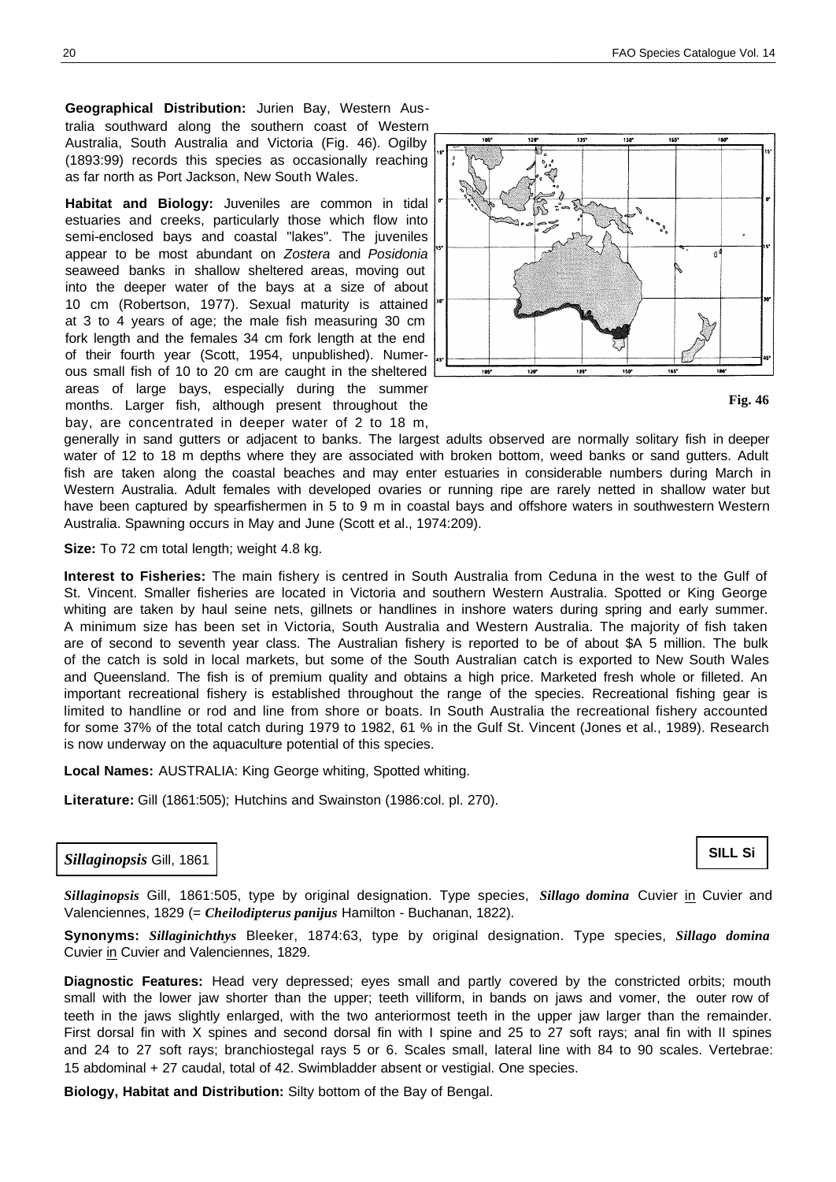**Geographical Distribution:** Jurien Bay, Western Australia southward along the southern coast of Western Australia, South Australia and Victoria (Fig. 46). Ogilby (1893:99) records this species as occasionally reaching as far north as Port Jackson, New South Wales.

**Habitat and Biology:** Juveniles are common in tidal estuaries and creeks, particularly those which flow into semi-enclosed bays and coastal "lakes". The juveniles appear to be most abundant on *Zostera* and *Posidonia* seaweed banks in shallow sheltered areas, moving out into the deeper water of the bays at a size of about 10 cm (Robertson, 1977). Sexual maturity is attained at 3 to 4 years of age; the male fish measuring 30 cm fork length and the females 34 cm fork length at the end of their fourth year (Scott, 1954, unpublished). Numerous small fish of 10 to 20 cm are caught in the sheltered areas of large bays, especially during the summer months. Larger fish, although present throughout the bay, are concentrated in deeper water of 2 to 18 m, generally in sand gutters or adjacent to banks. The largest adults observed are normally solitary fish in deeper water of 12 to 18 m depths where they are associated with broken bottom, weed banks or sand gutters. Adult fish are taken along the coastal beaches and may enter estuaries in considerable numbers during March in Western Australia. Adult females with developed ovaries or running ripe are rarely netted in shallow water but have been captured by spearfishermen in 5 to 9 m in coastal bays and offshore waters in southwestern Western Australia. Spawning occurs in May and June (Scott et al., 1974:209).

Fig. 46

**Size:** To 72 cm total length; weight 4.8 kg.

**Interest to Fisheries:** The main fishery is centred in South Australia from Ceduna in the west to the Gulf of St. Vincent. Smaller fisheries are located in Victoria and southern Western Australia. Spotted or King George whiting are taken by haul seine nets, gillnets or handlines in inshore waters during spring and early summer. A minimum size has been set in Victoria, South Australia and Western Australia. The majority of fish taken are of second to seventh year class. The Australian fishery is reported to be of about $A 5 million. The bulk of the catch is sold in local markets, but some of the South Australian catch is exported to New South Wales and Queensland. The fish is of premium quality and obtains a high price. Marketed fresh whole or filleted. An important recreational fishery is established throughout the range of the species. Recreational fishing gear is limited to handline or rod and line from shore or boats. In South Australia the recreational fishery accounted for some 37% of the total catch during 1979 to 1982, 61 % in the Gulf St. Vincent (Jones et al., 1989). Research is now underway on the aquaculture potential of this species.

**Local Names:** AUSTRALIA: King George whiting, Spotted whiting.

**Literature:** Gill (1861:505); Hutchins and Swainston (1986:col. pl. 270).

## *Sillaginopsis* Gill, 1861

**SILL Si**

*Sillaginopsis* Gill, 1861:505, type by original designation. Type species, ***Sillago domina*** Cuvier in Cuvier and Valenciennes, 1829 (= ***Cheilodipterus panijus*** Hamilton - Buchanan, 1822).

**Synonyms:** ***Sillaginichthys*** Bleeker, 1874:63, type by original designation. Type species, ***Sillago domina*** Cuvier in Cuvier and Valenciennes, 1829.

**Diagnostic Features:** Head very depressed; eyes small and partly covered by the constricted orbits; mouth small with the lower jaw shorter than the upper; teeth villiform, in bands on jaws and vomer, the outer row of teeth in the jaws slightly enlarged, with the two anteriormost teeth in the upper jaw larger than the remainder. First dorsal fin with X spines and second dorsal fin with I spine and 25 to 27 soft rays; anal fin with II spines and 24 to 27 soft rays; branchiostegal rays 5 or 6. Scales small, lateral line with 84 to 90 scales. Vertebrae: 15 abdominal + 27 caudal, total of 42. Swimbladder absent or vestigial. One species.

**Biology, Habitat and Distribution:** Silty bottom of the Bay of Bengal.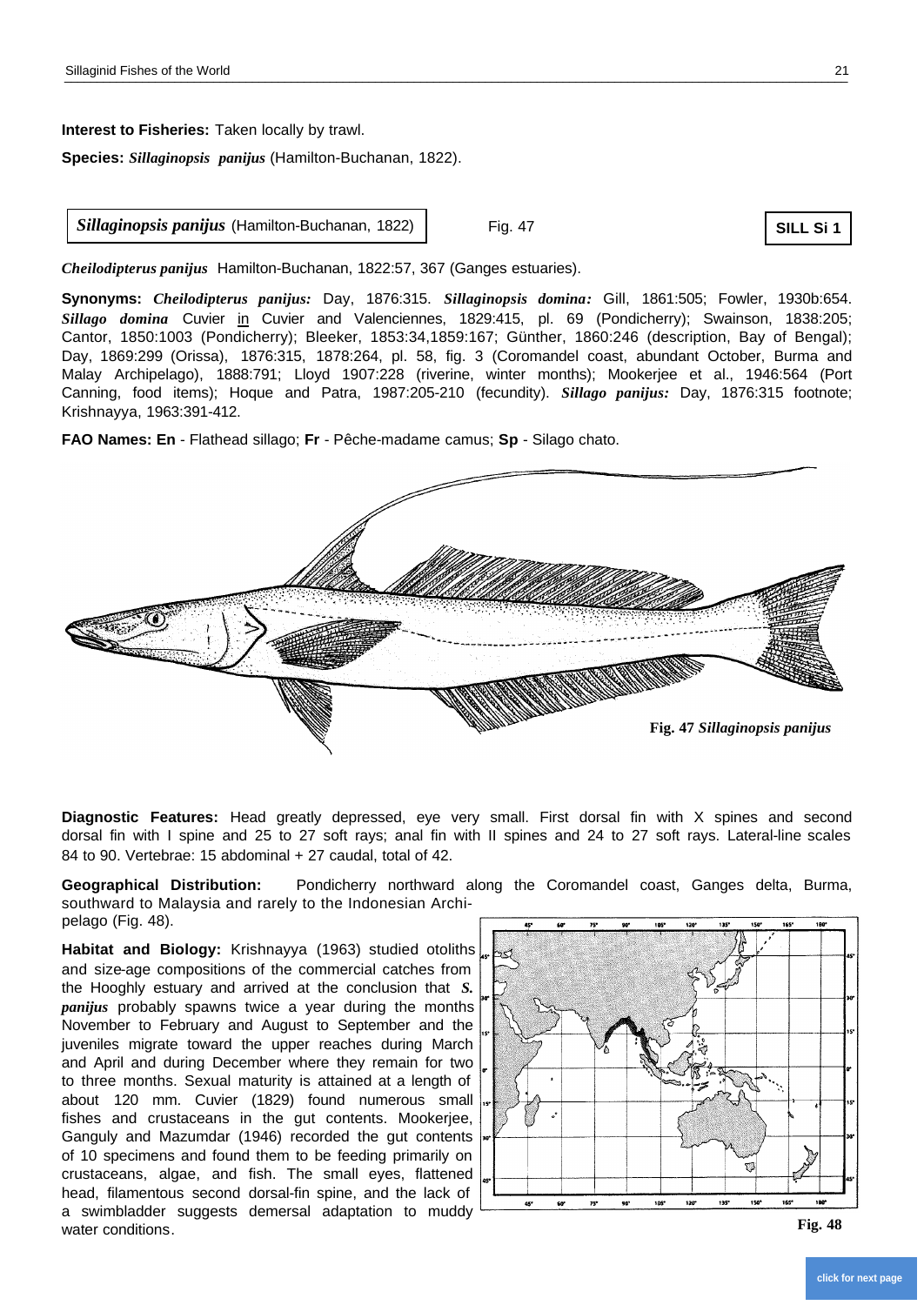**Interest to Fisheries:** Taken locally by trawl.

**Species:** ***Sillaginopsis panijus*** (Hamilton-Buchanan, 1822).

***Sillaginopsis panijus*** (Hamilton-Buchanan, 1822) Fig. 47 **SILL Si 1**

***Cheilodipterus panijus*** Hamilton-Buchanan, 1822:57, 367 (Ganges estuaries).

**Synonyms:** ***Cheilodipterus panijus:*** Day, 1876:315. ***Sillaginopsis domina:*** Gill, 1861:505; Fowler, 1930b:654. ***Sillago domina*** Cuvier in Cuvier and Valenciennes, 1829:415, pl. 69 (Pondicherry); Swainson, 1838:205; Cantor, 1850:1003 (Pondicherry); Bleeker, 1853:34,1859:167; Günther, 1860:246 (description, Bay of Bengal); Day, 1869:299 (Orissa), 1876:315, 1878:264, pl. 58, fig. 3 (Coromandel coast, abundant October, Burma and Malay Archipelago), 1888:791; Lloyd 1907:228 (riverine, winter months); Mookerjee et al., 1946:564 (Port Canning, food items); Hoque and Patra, 1987:205-210 (fecundity). ***Sillago panijus:*** Day, 1876:315 footnote; Krishnayya, 1963:391-412.

**FAO Names: En** - Flathead sillago; **Fr** - Pêche-madame camus; **Sp** - Silago chato.

**Fig. 47** ***Sillaginopsis panijus***

**Diagnostic Features:** Head greatly depressed, eye very small. First dorsal fin with X spines and second dorsal fin with I spine and 25 to 27 soft rays; anal fin with II spines and 24 to 27 soft rays. Lateral-line scales 84 to 90. Vertebrae: 15 abdominal + 27 caudal, total of 42.

**Geographical Distribution:** Pondicherry northward along the Coromandel coast, Ganges delta, Burma, southward to Malaysia and rarely to the Indonesian Archipelago (Fig. 48).

**Habitat and Biology:** Krishnayya (1963) studied otoliths and size-age compositions of the commercial catches from the Hooghly estuary and arrived at the conclusion that ***S. panijus*** probably spawns twice a year during the months November to February and August to September and the juveniles migrate toward the upper reaches during March and April and during December where they remain for two to three months. Sexual maturity is attained at a length of about 120 mm. Cuvier (1829) found numerous small fishes and crustaceans in the gut contents. Mookerjee, Ganguly and Mazumdar (1946) recorded the gut contents of 10 specimens and found them to be feeding primarily on crustaceans, algae, and fish. The small eyes, flattened head, filamentous second dorsal-fin spine, and the lack of a swimbladder suggests demersal adaptation to muddy water conditions.

**Fig. 48**